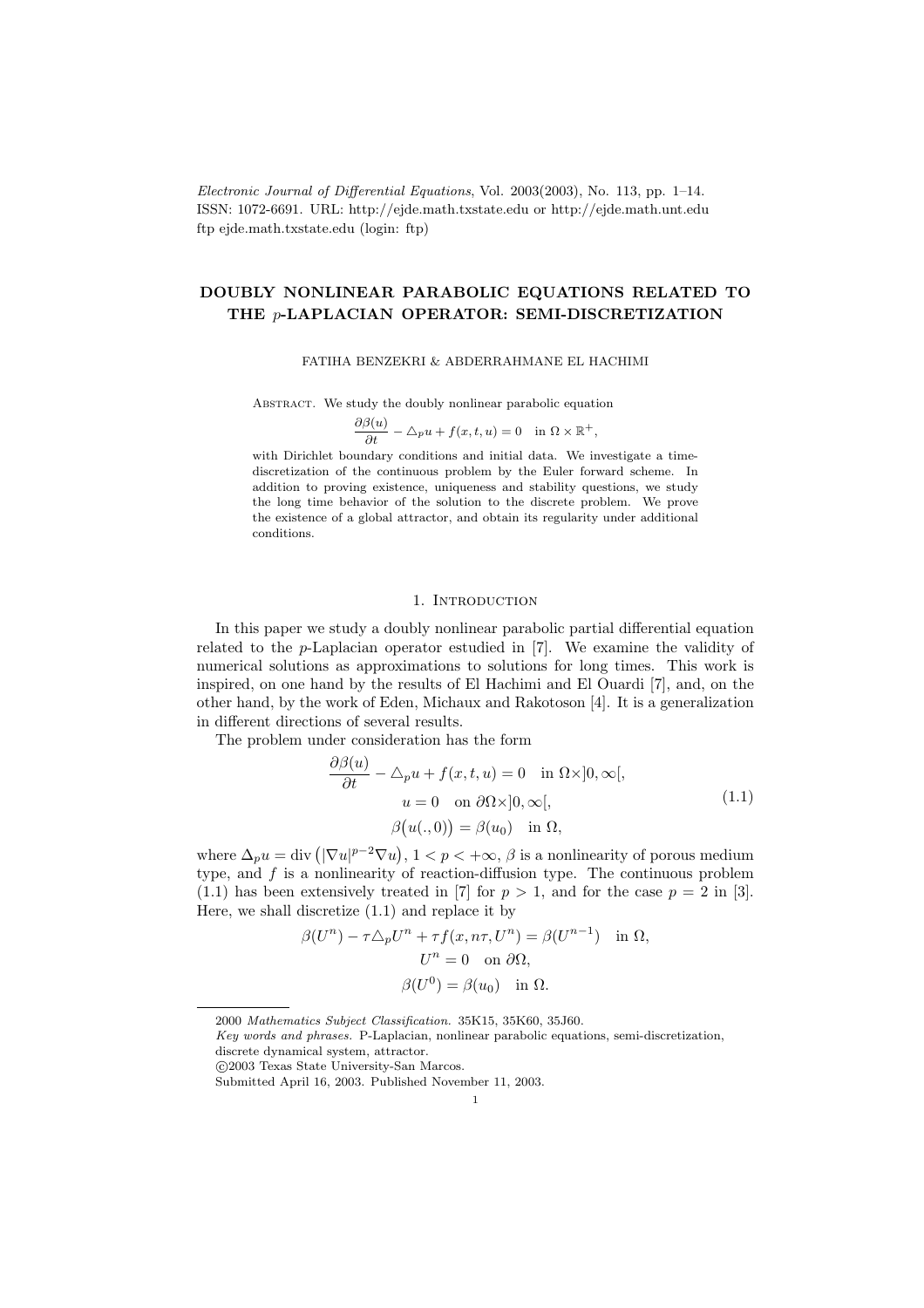*Electronic Journal of Differential Equations*, Vol. 2003(2003), No. 113, pp. 1–14.
ISSN: 1072-6691. URL: http://ejde.math.txstate.edu or http://ejde.math.unt.edu
ftp ejde.math.txstate.edu (login: ftp)

# DOUBLY NONLINEAR PARABOLIC EQUATIONS RELATED TO THE $p$-LAPLACIAN OPERATOR: SEMI-DISCRETIZATION

FATIHA BENZEKRI & ABDERRAHMANE EL HACHIMI

Abstract. We study the doubly nonlinear parabolic equation

$$\frac{\partial \beta(u)}{\partial t} - \triangle_p u + f(x,t,u) = 0 \quad \text{in } \Omega \times \mathbb{R}^+,$$

with Dirichlet boundary conditions and initial data. We investigate a time-discretization of the continuous problem by the Euler forward scheme. In addition to proving existence, uniqueness and stability questions, we study the long time behavior of the solution to the discrete problem. We prove the existence of a global attractor, and obtain its regularity under additional conditions.

## 1. Introduction

In this paper we study a doubly nonlinear parabolic partial differential equation related to the $p$-Laplacian operator estudied in [7]. We examine the validity of numerical solutions as approximations to solutions for long times. This work is inspired, on one hand by the results of El Hachimi and El Ouardi [7], and, on the other hand, by the work of Eden, Michaux and Rakotoson [4]. It is a generalization in different directions of several results.

The problem under consideration has the form

$$\begin{gathered}
\frac{\partial \beta(u)}{\partial t} - \triangle_p u + f(x,t,u) = 0 \quad \text{in } \Omega \times ]0,\infty[, \\
u = 0 \quad \text{on } \partial\Omega \times ]0,\infty[, \\
\beta\big(u(.,0)\big) = \beta(u_0) \quad \text{in } \Omega,
\end{gathered} \tag{1.1}$$

where $\Delta_p u = \operatorname{div}\big(|\nabla u|^{p-2}\nabla u\big)$, $1 < p < +\infty$, $\beta$ is a nonlinearity of porous medium type, and $f$ is a nonlinearity of reaction-diffusion type. The continuous problem (1.1) has been extensively treated in [7] for $p > 1$, and for the case $p = 2$ in [3]. Here, we shall discretize (1.1) and replace it by

$$\begin{gathered}
\beta(U^n) - \tau\triangle_p U^n + \tau f(x, n\tau, U^n) = \beta(U^{n-1}) \quad \text{in } \Omega, \\
U^n = 0 \quad \text{on } \partial\Omega, \\
\beta(U^0) = \beta(u_0) \quad \text{in } \Omega.
\end{gathered}$$

2000 *Mathematics Subject Classification.* 35K15, 35K60, 35J60.
*Key words and phrases.* P-Laplacian, nonlinear parabolic equations, semi-discretization, discrete dynamical system, attractor.
©2003 Texas State University-San Marcos.
Submitted April 16, 2003. Published November 11, 2003.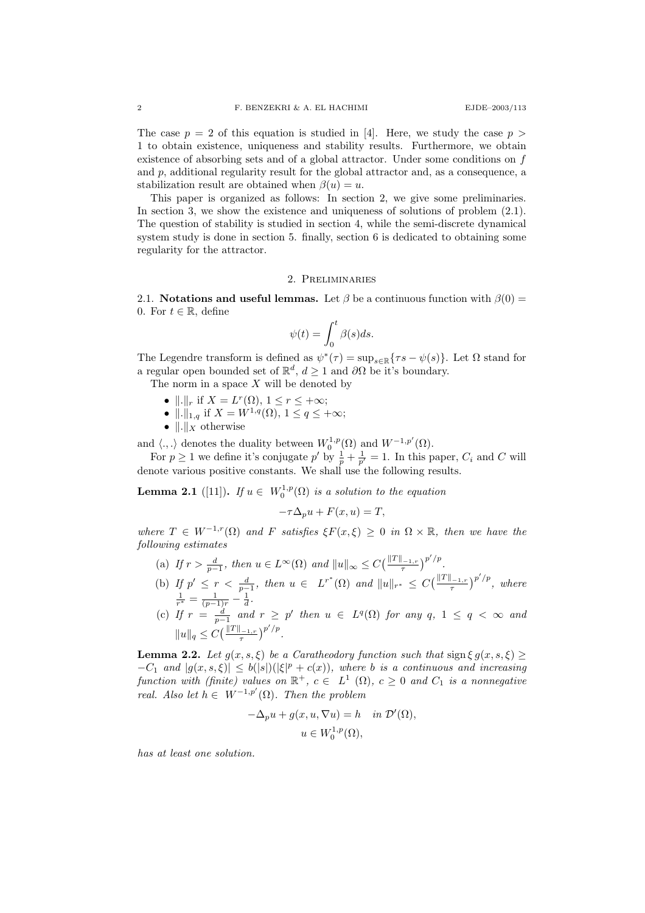The case $p = 2$ of this equation is studied in [4]. Here, we study the case $p > 1$ to obtain existence, uniqueness and stability results. Furthermore, we obtain existence of absorbing sets and of a global attractor. Under some conditions on $f$ and $p$, additional regularity result for the global attractor and, as a consequence, a stabilization result are obtained when $\beta(u) = u$.

This paper is organized as follows: In section 2, we give some preliminaries. In section 3, we show the existence and uniqueness of solutions of problem (2.1). The question of stability is studied in section 4, while the semi-discrete dynamical system study is done in section 5. finally, section 6 is dedicated to obtaining some regularity for the attractor.

## 2. Preliminaries

**2.1. Notations and useful lemmas.** Let $\beta$ be a continuous function with $\beta(0) = 0$. For $t \in \mathbb{R}$, define

$$\psi(t) = \int_0^t \beta(s)ds.$$

The Legendre transform is defined as $\psi^*(\tau) = \sup_{s\in\mathbb{R}}\{\tau s - \psi(s)\}$. Let $\Omega$ stand for a regular open bounded set of $\mathbb{R}^d$, $d \geq 1$ and $\partial\Omega$ be it's boundary.

The norm in a space $X$ will be denoted by

- $\|.\|_r$ if $X = L^r(\Omega)$, $1 \leq r \leq +\infty$;
- $\|.\|_{1,q}$ if $X = W^{1,q}(\Omega)$, $1 \leq q \leq +\infty$;
- $\|.\|_X$ otherwise

and $\langle .,. \rangle$ denotes the duality between $W_0^{1,p}(\Omega)$ and $W^{-1,p'}(\Omega)$.

For $p \geq 1$ we define it's conjugate $p'$ by $\frac{1}{p} + \frac{1}{p'} = 1$. In this paper, $C_i$ and $C$ will denote various positive constants. We shall use the following results.

**Lemma 2.1** ([11])**.** *If $u \in W_0^{1,p}(\Omega)$ is a solution to the equation*

$$-\tau\Delta_p u + F(x,u) = T,$$

*where $T \in W^{-1,r}(\Omega)$ and $F$ satisfies $\xi F(x,\xi) \geq 0$ in $\Omega \times \mathbb{R}$, then we have the following estimates*

(a) *If $r > \frac{d}{p-1}$, then $u \in L^\infty(\Omega)$ and $\|u\|_\infty \leq C\big(\frac{\|T\|_{-1,r}}{\tau}\big)^{p'/p}$.*

(b) *If $p' \leq r < \frac{d}{p-1}$, then $u \in L^{r^*}(\Omega)$ and $\|u\|_{r^*} \leq C\big(\frac{\|T\|_{-1,r}}{\tau}\big)^{p'/p}$, where $\frac{1}{r^*} = \frac{1}{(p-1)r} - \frac{1}{d}$.*

(c) *If $r = \frac{d}{p-1}$ and $r \geq p'$ then $u \in L^q(\Omega)$ for any $q$, $1 \leq q < \infty$ and $\|u\|_q \leq C\big(\frac{\|T\|_{-1,r}}{\tau}\big)^{p'/p}$.*

**Lemma 2.2.** *Let $g(x,s,\xi)$ be a Caratheodory function such that $\operatorname{sign}\xi\, g(x,s,\xi) \geq -C_1$ and $|g(x,s,\xi)| \leq b(|s|)(|\xi|^p + c(x))$, where $b$ is a continuous and increasing function with (finite) values on $\mathbb{R}^+$, $c \in L^1(\Omega)$, $c \geq 0$ and $C_1$ is a nonnegative real. Also let $h \in W^{-1,p'}(\Omega)$. Then the problem*

$$-\Delta_p u + g(x,u,\nabla u) = h \quad \text{in } \mathcal{D}'(\Omega),$$
$$u \in W_0^{1,p}(\Omega),$$

*has at least one solution.*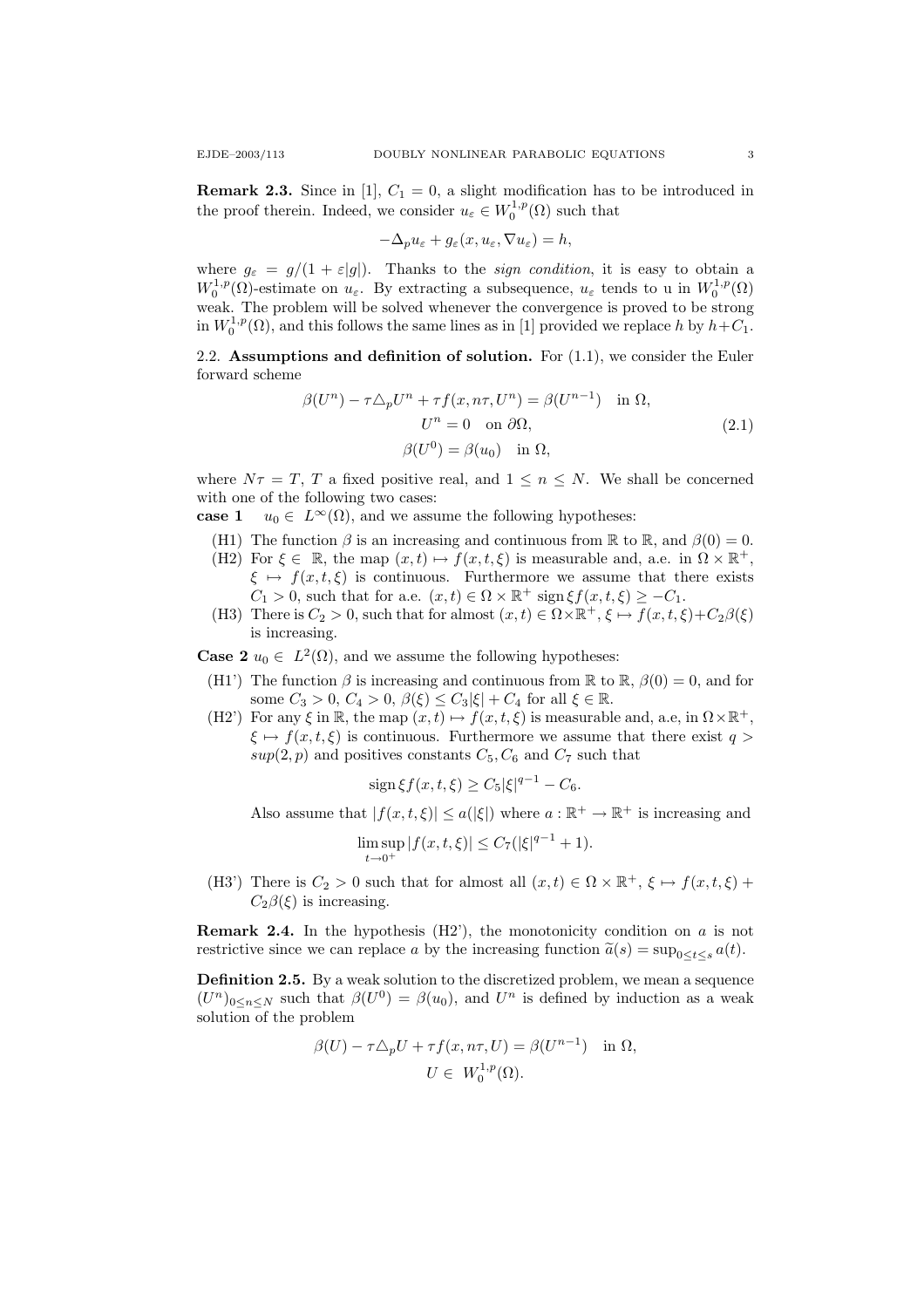**Remark 2.3.** Since in [1], $C_1 = 0$, a slight modification has to be introduced in the proof therein. Indeed, we consider $u_\varepsilon \in W_0^{1,p}(\Omega)$ such that

$$-\Delta_p u_\varepsilon + g_\varepsilon(x, u_\varepsilon, \nabla u_\varepsilon) = h,$$

where $g_\varepsilon = g/(1 + \varepsilon|g|)$. Thanks to the *sign condition*, it is easy to obtain a $W_0^{1,p}(\Omega)$-estimate on $u_\varepsilon$. By extracting a subsequence, $u_\varepsilon$ tends to u in $W_0^{1,p}(\Omega)$ weak. The problem will be solved whenever the convergence is proved to be strong in $W_0^{1,p}(\Omega)$, and this follows the same lines as in [1] provided we replace $h$ by $h + C_1$.

2.2. **Assumptions and definition of solution.** For (1.1), we consider the Euler forward scheme

$$
\begin{gathered}
\beta(U^n) - \tau \triangle_p U^n + \tau f(x, n\tau, U^n) = \beta(U^{n-1}) \quad \text{in } \Omega, \\
U^n = 0 \quad \text{on } \partial\Omega, \\
\beta(U^0) = \beta(u_0) \quad \text{in } \Omega,
\end{gathered}
\tag{2.1}
$$

where $N\tau = T$, $T$ a fixed positive real, and $1 \leq n \leq N$. We shall be concerned with one of the following two cases:

**case 1** $u_0 \in L^\infty(\Omega)$, and we assume the following hypotheses:

- (H1) The function $\beta$ is an increasing and continuous from $\mathbb{R}$ to $\mathbb{R}$, and $\beta(0) = 0$.
- (H2) For $\xi \in \mathbb{R}$, the map $(x, t) \mapsto f(x, t, \xi)$ is measurable and, a.e. in $\Omega \times \mathbb{R}^+$, $\xi \mapsto f(x, t, \xi)$ is continuous. Furthermore we assume that there exists $C_1 > 0$, such that for a.e. $(x, t) \in \Omega \times \mathbb{R}^+$ $\operatorname{sign} \xi f(x, t, \xi) \geq -C_1$.
- (H3) There is $C_2 > 0$, such that for almost $(x, t) \in \Omega \times \mathbb{R}^+$, $\xi \mapsto f(x, t, \xi) + C_2 \beta(\xi)$ is increasing.

**Case 2** $u_0 \in L^2(\Omega)$, and we assume the following hypotheses:

- (H1') The function $\beta$ is increasing and continuous from $\mathbb{R}$ to $\mathbb{R}$, $\beta(0) = 0$, and for some $C_3 > 0$, $C_4 > 0$, $\beta(\xi) \leq C_3|\xi| + C_4$ for all $\xi \in \mathbb{R}$.
- (H2') For any $\xi$ in $\mathbb{R}$, the map $(x, t) \mapsto f(x, t, \xi)$ is measurable and, a.e in $\Omega \times \mathbb{R}^+$, $\xi \mapsto f(x, t, \xi)$ is continuous. Furthermore we assume that there exist $q > sup(2, p)$ and positives constants $C_5, C_6$ and $C_7$ such that

  $$\operatorname{sign} \xi f(x, t, \xi) \geq C_5 |\xi|^{q-1} - C_6.$$

  Also assume that $|f(x, t, \xi)| \leq a(|\xi|)$ where $a : \mathbb{R}^+ \to \mathbb{R}^+$ is increasing and

  $$\limsup_{t \to 0^+} |f(x, t, \xi)| \leq C_7(|\xi|^{q-1} + 1).$$

- (H3') There is $C_2 > 0$ such that for almost all $(x, t) \in \Omega \times \mathbb{R}^+$, $\xi \mapsto f(x, t, \xi) + C_2 \beta(\xi)$ is increasing.

**Remark 2.4.** In the hypothesis (H2'), the monotonicity condition on $a$ is not restrictive since we can replace $a$ by the increasing function $\widetilde{a}(s) = \sup_{0 \leq t \leq s} a(t)$.

**Definition 2.5.** By a weak solution to the discretized problem, we mean a sequence $(U^n)_{0 \leq n \leq N}$ such that $\beta(U^0) = \beta(u_0)$, and $U^n$ is defined by induction as a weak solution of the problem

$$
\begin{gathered}
\beta(U) - \tau \triangle_p U + \tau f(x, n\tau, U) = \beta(U^{n-1}) \quad \text{in } \Omega, \\
U \in W_0^{1,p}(\Omega).
\end{gathered}
$$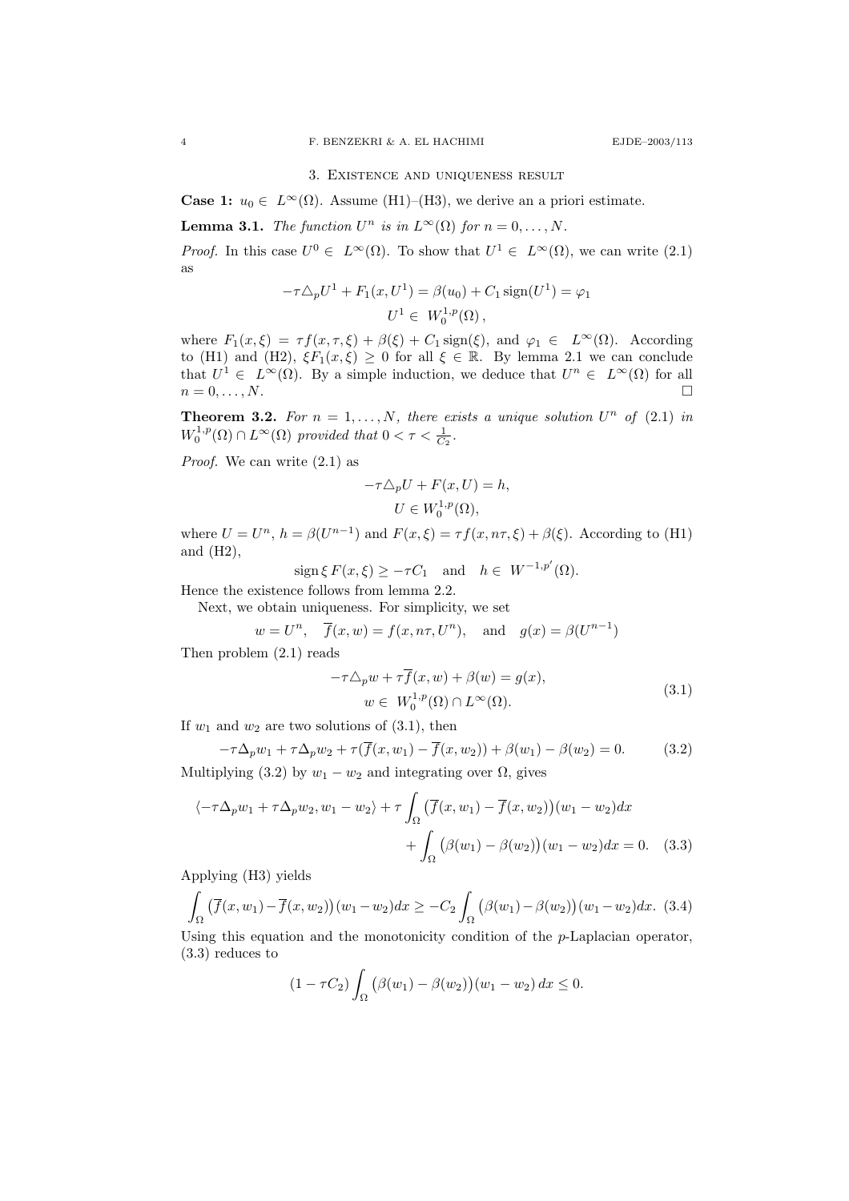## 3. Existence and uniqueness result

**Case 1:** $u_0 \in L^\infty(\Omega)$. Assume (H1)–(H3), we derive an a priori estimate.

**Lemma 3.1.** *The function $U^n$ is in $L^\infty(\Omega)$ for $n = 0, \dots, N$.*

*Proof.* In this case $U^0 \in L^\infty(\Omega)$. To show that $U^1 \in L^\infty(\Omega)$, we can write (2.1) as

$$-\tau \triangle_p U^1 + F_1(x, U^1) = \beta(u_0) + C_1 \operatorname{sign}(U^1) = \varphi_1$$
$$U^1 \in W_0^{1,p}(\Omega),$$

where $F_1(x, \xi) = \tau f(x, \tau, \xi) + \beta(\xi) + C_1 \operatorname{sign}(\xi)$, and $\varphi_1 \in L^\infty(\Omega)$. According to (H1) and (H2), $\xi F_1(x, \xi) \geq 0$ for all $\xi \in \mathbb{R}$. By lemma 2.1 we can conclude that $U^1 \in L^\infty(\Omega)$. By a simple induction, we deduce that $U^n \in L^\infty(\Omega)$ for all $n = 0, \dots, N$. $\square$

**Theorem 3.2.** *For $n = 1, \dots, N$, there exists a unique solution $U^n$ of (2.1) in $W_0^{1,p}(\Omega) \cap L^\infty(\Omega)$ provided that $0 < \tau < \frac{1}{C_2}$.*

*Proof.* We can write (2.1) as

$$-\tau \triangle_p U + F(x, U) = h,$$
$$U \in W_0^{1,p}(\Omega),$$

where $U = U^n$, $h = \beta(U^{n-1})$ and $F(x, \xi) = \tau f(x, n\tau, \xi) + \beta(\xi)$. According to (H1) and (H2),

$$\operatorname{sign} \xi \, F(x, \xi) \geq -\tau C_1 \quad \text{and} \quad h \in W^{-1,p'}(\Omega).$$

Hence the existence follows from lemma 2.2.

Next, we obtain uniqueness. For simplicity, we set

$$w = U^n, \quad \overline{f}(x, w) = f(x, n\tau, U^n), \quad \text{and} \quad g(x) = \beta(U^{n-1})$$

Then problem (2.1) reads

$$\begin{gathered} -\tau \triangle_p w + \tau \overline{f}(x, w) + \beta(w) = g(x), \\ w \in W_0^{1,p}(\Omega) \cap L^\infty(\Omega). \end{gathered} \tag{3.1}$$

If $w_1$ and $w_2$ are two solutions of (3.1), then

$$-\tau \Delta_p w_1 + \tau \Delta_p w_2 + \tau(\overline{f}(x, w_1) - \overline{f}(x, w_2)) + \beta(w_1) - \beta(w_2) = 0. \tag{3.2}$$

Multiplying (3.2) by $w_1 - w_2$ and integrating over $\Omega$, gives

$$\begin{aligned} \langle -\tau \Delta_p w_1 + \tau \Delta_p w_2, w_1 - w_2 \rangle + \tau \int_\Omega \big(\overline{f}(x, w_1) - \overline{f}(x, w_2)\big)(w_1 - w_2) dx \\ + \int_\Omega \big(\beta(w_1) - \beta(w_2)\big)(w_1 - w_2) dx = 0. \end{aligned} \tag{3.3}$$

Applying (H3) yields

$$\int_\Omega \big(\overline{f}(x, w_1) - \overline{f}(x, w_2)\big)(w_1 - w_2) dx \geq -C_2 \int_\Omega \big(\beta(w_1) - \beta(w_2)\big)(w_1 - w_2) dx. \tag{3.4}$$

Using this equation and the monotonicity condition of the $p$-Laplacian operator, (3.3) reduces to

$$(1 - \tau C_2) \int_\Omega \big(\beta(w_1) - \beta(w_2)\big)(w_1 - w_2) \, dx \leq 0.$$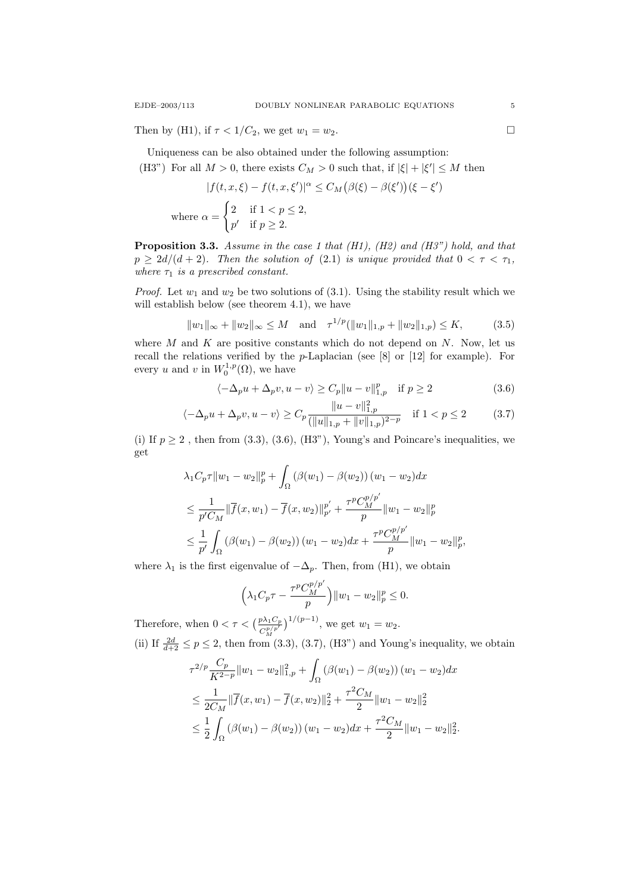Then by (H1), if $\tau < 1/C_2$, we get $w_1 = w_2$. $\square$

Uniqueness can be also obtained under the following assumption:

(H3") For all $M > 0$, there exists $C_M > 0$ such that, if $|\xi| + |\xi'| \le M$ then

$$|f(t,x,\xi) - f(t,x,\xi')|^\alpha \le C_M\big(\beta(\xi) - \beta(\xi')\big)(\xi - \xi')$$

where $\alpha = \begin{cases} 2 & \text{if } 1 < p \le 2, \\ p' & \text{if } p \ge 2. \end{cases}$

**Proposition 3.3.** *Assume in the case 1 that (H1), (H2) and (H3") hold, and that $p \ge 2d/(d+2)$. Then the solution of (2.1) is unique provided that $0 < \tau < \tau_1$, where $\tau_1$ is a prescribed constant.*

*Proof.* Let $w_1$ and $w_2$ be two solutions of (3.1). Using the stability result which we will establish below (see theorem 4.1), we have

$$\|w_1\|_\infty + \|w_2\|_\infty \le M \quad \text{and} \quad \tau^{1/p}(\|w_1\|_{1,p} + \|w_2\|_{1,p}) \le K, \tag{3.5}$$

where $M$ and $K$ are positive constants which do not depend on $N$. Now, let us recall the relations verified by the $p$-Laplacian (see [8] or [12] for example). For every $u$ and $v$ in $W_0^{1,p}(\Omega)$, we have

$$\langle -\Delta_p u + \Delta_p v, u - v\rangle \ge C_p\|u - v\|_{1,p}^p \quad \text{if } p \ge 2 \tag{3.6}$$

$$\langle -\Delta_p u + \Delta_p v, u - v\rangle \ge C_p\frac{\|u - v\|_{1,p}^2}{(\|u\|_{1,p} + \|v\|_{1,p})^{2-p}} \quad \text{if } 1 < p \le 2 \tag{3.7}$$

(i) If $p \ge 2$ , then from (3.3), (3.6), (H3"), Young's and Poincare's inequalities, we get

$$\begin{aligned}
&\lambda_1 C_p\tau\|w_1 - w_2\|_p^p + \int_\Omega (\beta(w_1) - \beta(w_2))(w_1 - w_2)dx \\
&\le \frac{1}{p'C_M}\|\overline{f}(x,w_1) - \overline{f}(x,w_2)\|_{p'}^{p'} + \frac{\tau^p C_M^{p/p'}}{p}\|w_1 - w_2\|_p^p \\
&\le \frac{1}{p'}\int_\Omega (\beta(w_1) - \beta(w_2))(w_1 - w_2)dx + \frac{\tau^p C_M^{p/p'}}{p}\|w_1 - w_2\|_p^p,
\end{aligned}$$

where $\lambda_1$ is the first eigenvalue of $-\Delta_p$. Then, from (H1), we obtain

$$\Big(\lambda_1 C_p\tau - \frac{\tau^p C_M^{p/p'}}{p}\Big)\|w_1 - w_2\|_p^p \le 0.$$

Therefore, when $0 < \tau < \big(\frac{p\lambda_1 C_p}{C_M^{p/p'}}\big)^{1/(p-1)}$, we get $w_1 = w_2$.

(ii) If $\frac{2d}{d+2} \le p \le 2$, then from (3.3), (3.7), (H3") and Young's inequality, we obtain

$$\begin{aligned}
&\tau^{2/p}\frac{C_p}{K^{2-p}}\|w_1 - w_2\|_{1,p}^2 + \int_\Omega (\beta(w_1) - \beta(w_2))(w_1 - w_2)dx \\
&\le \frac{1}{2C_M}\|\overline{f}(x,w_1) - \overline{f}(x,w_2)\|_2^2 + \frac{\tau^2 C_M}{2}\|w_1 - w_2\|_2^2 \\
&\le \frac{1}{2}\int_\Omega (\beta(w_1) - \beta(w_2))(w_1 - w_2)dx + \frac{\tau^2 C_M}{2}\|w_1 - w_2\|_2^2.
\end{aligned}$$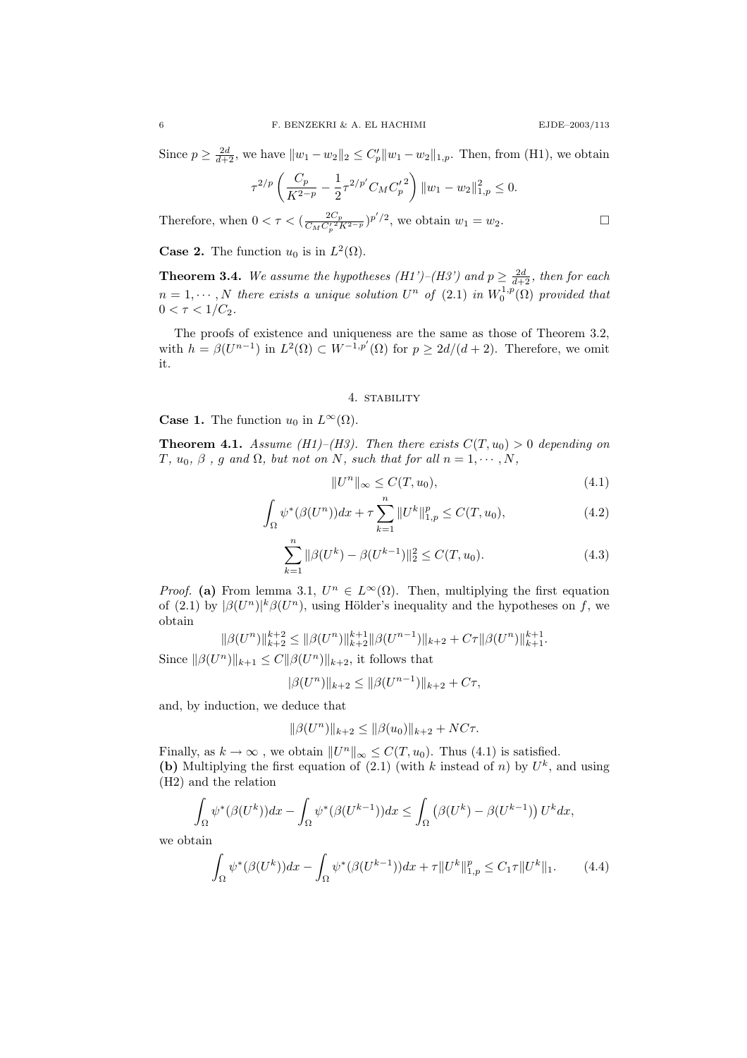Since $p \geq \frac{2d}{d+2}$, we have $\|w_1 - w_2\|_2 \leq C'_p \|w_1 - w_2\|_{1,p}$. Then, from (H1), we obtain

$$\tau^{2/p}\left(\frac{C_p}{K^{2-p}} - \frac{1}{2}\tau^{2/p'} C_M {C'_p}^2\right)\|w_1 - w_2\|_{1,p}^2 \leq 0.$$

Therefore, when $0 < \tau < (\frac{2C_p}{C_M {C'_p}^2 K^{2-p}})^{p'/2}$, we obtain $w_1 = w_2$. □

**Case 2.** The function $u_0$ is in $L^2(\Omega)$.

**Theorem 3.4.** *We assume the hypotheses (H1')–(H3') and $p \geq \frac{2d}{d+2}$, then for each $n = 1, \cdots, N$ there exists a unique solution $U^n$ of (2.1) in $W_0^{1,p}(\Omega)$ provided that $0 < \tau < 1/C_2$.*

The proofs of existence and uniqueness are the same as those of Theorem 3.2, with $h = \beta(U^{n-1})$ in $L^2(\Omega) \subset W^{-1,p'}(\Omega)$ for $p \geq 2d/(d+2)$. Therefore, we omit it.

## 4. Stability

**Case 1.** The function $u_0$ in $L^\infty(\Omega)$.

**Theorem 4.1.** *Assume (H1)–(H3). Then there exists $C(T, u_0) > 0$ depending on $T$, $u_0$, $\beta$ , $g$ and $\Omega$, but not on $N$, such that for all $n = 1, \cdots, N$,*

$$\|U^n\|_\infty \leq C(T, u_0), \tag{4.1}$$

$$\int_\Omega \psi^*(\beta(U^n))dx + \tau \sum_{k=1}^{n} \|U^k\|_{1,p}^p \leq C(T, u_0), \tag{4.2}$$

$$\sum_{k=1}^{n} \|\beta(U^k) - \beta(U^{k-1})\|_2^2 \leq C(T, u_0). \tag{4.3}$$

*Proof.* **(a)** From lemma 3.1, $U^n \in L^\infty(\Omega)$. Then, multiplying the first equation of (2.1) by $|\beta(U^n)|^k \beta(U^n)$, using Hölder's inequality and the hypotheses on $f$, we obtain

$$\|\beta(U^n)\|_{k+2}^{k+2} \leq \|\beta(U^n)\|_{k+2}^{k+1} \|\beta(U^{n-1})\|_{k+2} + C\tau \|\beta(U^n)\|_{k+1}^{k+1}.$$

Since $\|\beta(U^n)\|_{k+1} \leq C\|\beta(U^n)\|_{k+2}$, it follows that

$$|\beta(U^n)\|_{k+2} \leq \|\beta(U^{n-1})\|_{k+2} + C\tau,$$

and, by induction, we deduce that

$$\|\beta(U^n)\|_{k+2} \leq \|\beta(u_0)\|_{k+2} + NC\tau.$$

Finally, as $k \to \infty$ , we obtain $\|U^n\|_\infty \leq C(T, u_0)$. Thus (4.1) is satisfied.
**(b)** Multiplying the first equation of (2.1) (with $k$ instead of $n$) by $U^k$, and using (H2) and the relation

$$\int_\Omega \psi^*(\beta(U^k))dx - \int_\Omega \psi^*(\beta(U^{k-1}))dx \leq \int_\Omega \left(\beta(U^k) - \beta(U^{k-1})\right) U^k dx,$$

we obtain

$$\int_\Omega \psi^*(\beta(U^k))dx - \int_\Omega \psi^*(\beta(U^{k-1}))dx + \tau \|U^k\|_{1,p}^p \leq C_1 \tau \|U^k\|_1. \tag{4.4}$$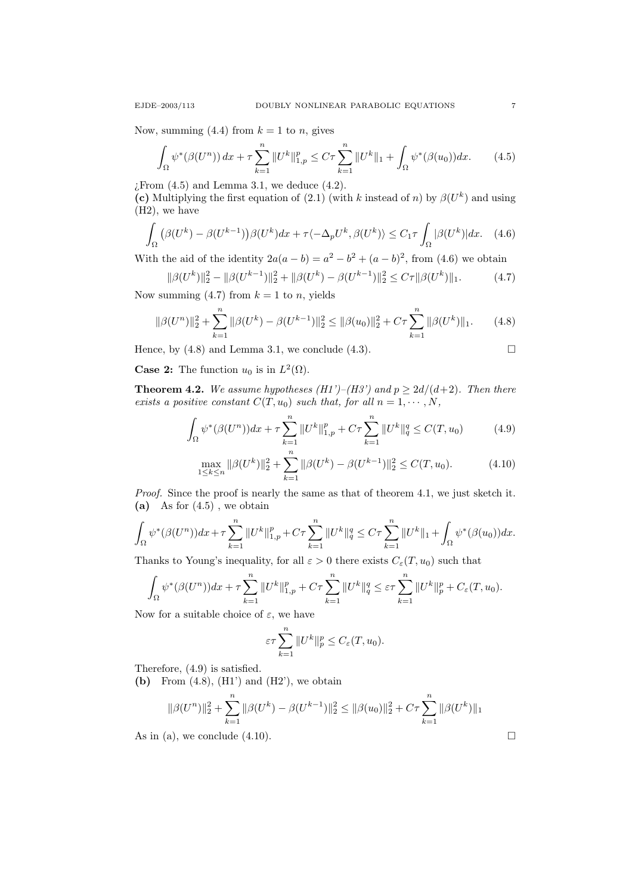Now, summing (4.4) from $k = 1$ to $n$, gives

$$\int_\Omega \psi^*(\beta(U^n))\,dx + \tau\sum_{k=1}^{n}\|U^k\|_{1,p}^p \le C\tau\sum_{k=1}^{n}\|U^k\|_1 + \int_\Omega \psi^*(\beta(u_0))dx. \tag{4.5}$$

¿From (4.5) and Lemma 3.1, we deduce (4.2).

**(c)** Multiplying the first equation of (2.1) (with $k$ instead of $n$) by $\beta(U^k)$ and using (H2), we have

$$\int_\Omega \big(\beta(U^k) - \beta(U^{k-1})\big)\beta(U^k)dx + \tau\langle -\Delta_p U^k, \beta(U^k)\rangle \le C_1\tau\int_\Omega |\beta(U^k)|dx. \tag{4.6}$$

With the aid of the identity $2a(a-b) = a^2 - b^2 + (a-b)^2$, from (4.6) we obtain

$$\|\beta(U^k)\|_2^2 - \|\beta(U^{k-1})\|_2^2 + \|\beta(U^k) - \beta(U^{k-1})\|_2^2 \le C\tau\|\beta(U^k)\|_1. \tag{4.7}$$

Now summing (4.7) from $k = 1$ to $n$, yields

$$\|\beta(U^n)\|_2^2 + \sum_{k=1}^{n}\|\beta(U^k) - \beta(U^{k-1})\|_2^2 \le \|\beta(u_0)\|_2^2 + C\tau\sum_{k=1}^{n}\|\beta(U^k)\|_1. \tag{4.8}$$

Hence, by (4.8) and Lemma 3.1, we conclude (4.3). $\square$

**Case 2:** The function $u_0$ is in $L^2(\Omega)$.

**Theorem 4.2.** *We assume hypotheses (H1')–(H3') and $p \ge 2d/(d+2)$. Then there exists a positive constant $C(T, u_0)$ such that, for all $n = 1, \cdots, N$,*

$$\int_\Omega \psi^*(\beta(U^n))dx + \tau\sum_{k=1}^{n}\|U^k\|_{1,p}^p + C\tau\sum_{k=1}^{n}\|U^k\|_q^q \le C(T, u_0) \tag{4.9}$$

$$\max_{1\le k\le n}\|\beta(U^k)\|_2^2 + \sum_{k=1}^{n}\|\beta(U^k) - \beta(U^{k-1})\|_2^2 \le C(T, u_0). \tag{4.10}$$

*Proof.* Since the proof is nearly the same as that of theorem 4.1, we just sketch it.

**(a)** As for (4.5) , we obtain

$$\int_\Omega \psi^*(\beta(U^n))dx + \tau\sum_{k=1}^{n}\|U^k\|_{1,p}^p + C\tau\sum_{k=1}^{n}\|U^k\|_q^q \le C\tau\sum_{k=1}^{n}\|U^k\|_1 + \int_\Omega \psi^*(\beta(u_0))dx.$$

Thanks to Young's inequality, for all $\varepsilon > 0$ there exists $C_\varepsilon(T, u_0)$ such that

$$\int_\Omega \psi^*(\beta(U^n))dx + \tau\sum_{k=1}^{n}\|U^k\|_{1,p}^p + C\tau\sum_{k=1}^{n}\|U^k\|_q^q \le \varepsilon\tau\sum_{k=1}^{n}\|U^k\|_p^p + C_\varepsilon(T, u_0).$$

Now for a suitable choice of $\varepsilon$, we have

$$\varepsilon\tau\sum_{k=1}^{n}\|U^k\|_p^p \le C_\varepsilon(T, u_0).$$

Therefore, (4.9) is satisfied.

**(b)** From (4.8), (H1') and (H2'), we obtain

$$\|\beta(U^n)\|_2^2 + \sum_{k=1}^{n}\|\beta(U^k) - \beta(U^{k-1})\|_2^2 \le \|\beta(u_0)\|_2^2 + C\tau\sum_{k=1}^{n}\|\beta(U^k)\|_1$$

As in (a), we conclude (4.10). $\square$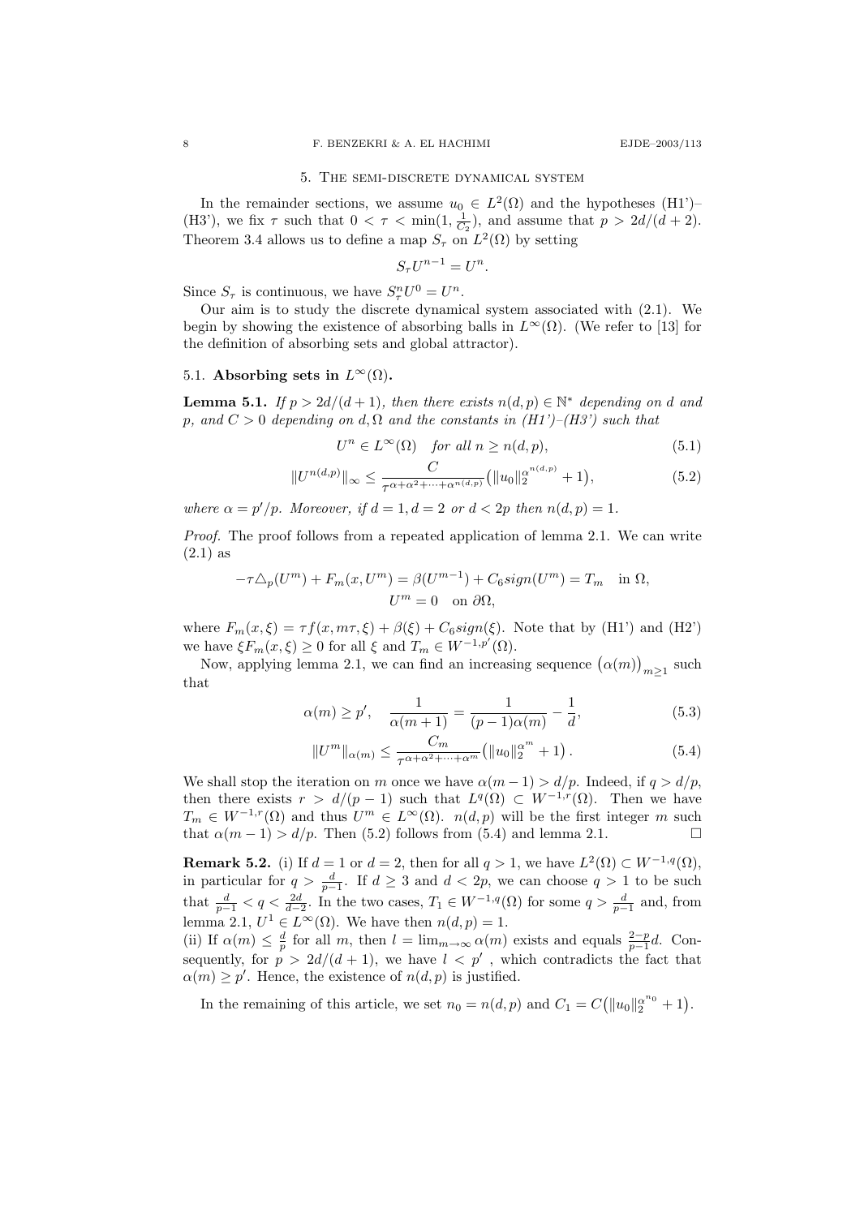## 5. The semi-discrete dynamical system

In the remainder sections, we assume $u_0 \in L^2(\Omega)$ and the hypotheses (H1')–(H3'), we fix $\tau$ such that $0 < \tau < \min(1, \frac{1}{C_2})$, and assume that $p > 2d/(d+2)$. Theorem 3.4 allows us to define a map $S_\tau$ on $L^2(\Omega)$ by setting

$$S_\tau U^{n-1} = U^n.$$

Since $S_\tau$ is continuous, we have $S_\tau^n U^0 = U^n$.

Our aim is to study the discrete dynamical system associated with (2.1). We begin by showing the existence of absorbing balls in $L^\infty(\Omega)$. (We refer to [13] for the definition of absorbing sets and global attractor).

### 5.1. Absorbing sets in $L^\infty(\Omega)$.

**Lemma 5.1.** *If $p > 2d/(d+1)$, then there exists $n(d,p) \in \mathbb{N}^*$ depending on $d$ and $p$, and $C > 0$ depending on $d, \Omega$ and the constants in (H1')–(H3') such that*

$$U^n \in L^\infty(\Omega) \quad \text{for all } n \geq n(d,p), \tag{5.1}$$

$$\|U^{n(d,p)}\|_\infty \leq \frac{C}{\tau^{\alpha+\alpha^2+\dots+\alpha^{n(d,p)}}}\big(\|u_0\|_2^{\alpha^{n(d,p)}} + 1\big), \tag{5.2}$$

*where $\alpha = p'/p$. Moreover, if $d = 1, d = 2$ or $d < 2p$ then $n(d,p) = 1$.*

*Proof.* The proof follows from a repeated application of lemma 2.1. We can write (2.1) as

$$-\tau \triangle_p(U^m) + F_m(x, U^m) = \beta(U^{m-1}) + C_6 sign(U^m) = T_m \quad \text{in } \Omega,$$
$$U^m = 0 \quad \text{on } \partial\Omega,$$

where $F_m(x,\xi) = \tau f(x, m\tau, \xi) + \beta(\xi) + C_6 sign(\xi)$. Note that by (H1') and (H2') we have $\xi F_m(x,\xi) \geq 0$ for all $\xi$ and $T_m \in W^{-1,p'}(\Omega)$.

Now, applying lemma 2.1, we can find an increasing sequence $\big(\alpha(m)\big)_{m\geq 1}$ such that

$$\alpha(m) \geq p', \quad \frac{1}{\alpha(m+1)} = \frac{1}{(p-1)\alpha(m)} - \frac{1}{d}, \tag{5.3}$$

$$\|U^m\|_{\alpha(m)} \leq \frac{C_m}{\tau^{\alpha+\alpha^2+\dots+\alpha^m}}\big(\|u_0\|_2^{\alpha^m} + 1\big). \tag{5.4}$$

We shall stop the iteration on $m$ once we have $\alpha(m-1) > d/p$. Indeed, if $q > d/p$, then there exists $r > d/(p-1)$ such that $L^q(\Omega) \subset W^{-1,r}(\Omega)$. Then we have $T_m \in W^{-1,r}(\Omega)$ and thus $U^m \in L^\infty(\Omega)$. $n(d,p)$ will be the first integer $m$ such that $\alpha(m-1) > d/p$. Then (5.2) follows from (5.4) and lemma 2.1. $\square$

**Remark 5.2.** (i) If $d = 1$ or $d = 2$, then for all $q > 1$, we have $L^2(\Omega) \subset W^{-1,q}(\Omega)$, in particular for $q > \frac{d}{p-1}$. If $d \geq 3$ and $d < 2p$, we can choose $q > 1$ to be such that $\frac{d}{p-1} < q < \frac{2d}{d-2}$. In the two cases, $T_1 \in W^{-1,q}(\Omega)$ for some $q > \frac{d}{p-1}$ and, from lemma 2.1, $U^1 \in L^\infty(\Omega)$. We have then $n(d,p) = 1$.
(ii) If $\alpha(m) \leq \frac{d}{p}$ for all $m$, then $l = \lim_{m\to\infty} \alpha(m)$ exists and equals $\frac{2-p}{p-1}d$. Consequently, for $p > 2d/(d+1)$, we have $l < p'$ , which contradicts the fact that $\alpha(m) \geq p'$. Hence, the existence of $n(d,p)$ is justified.

In the remaining of this article, we set $n_0 = n(d,p)$ and $C_1 = C\big(\|u_0\|_2^{\alpha^{n_0}} + 1\big)$.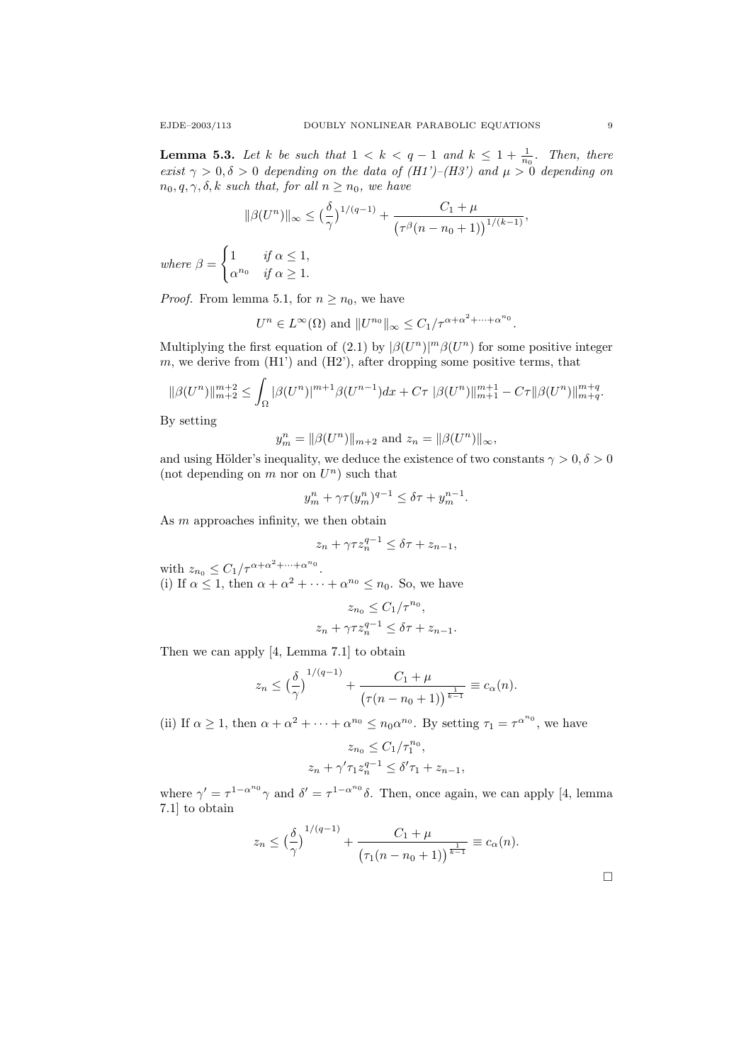**Lemma 5.3.** *Let $k$ be such that $1 < k < q-1$ and $k \leq 1 + \frac{1}{n_0}$. Then, there exist $\gamma > 0, \delta > 0$ depending on the data of (H1')–(H3') and $\mu > 0$ depending on $n_0, q, \gamma, \delta, k$ such that, for all $n \geq n_0$, we have*

$$\|\beta(U^n)\|_\infty \leq \big(\frac{\delta}{\gamma}\big)^{1/(q-1)} + \frac{C_1 + \mu}{\big(\tau^\beta(n - n_0 + 1)\big)^{1/(k-1)}},$$

*where* $\beta = \begin{cases} 1 & \text{if } \alpha \leq 1, \\ \alpha^{n_0} & \text{if } \alpha \geq 1. \end{cases}$

*Proof.* From lemma 5.1, for $n \geq n_0$, we have

$$U^n \in L^\infty(\Omega) \text{ and } \|U^{n_0}\|_\infty \leq C_1/\tau^{\alpha+\alpha^2+\cdots+\alpha^{n_0}}.$$

Multiplying the first equation of (2.1) by $|\beta(U^n)|^m\beta(U^n)$ for some positive integer $m$, we derive from (H1') and (H2'), after dropping some positive terms, that

$$\|\beta(U^n)\|_{m+2}^{m+2} \leq \int_\Omega |\beta(U^n)|^{m+1}\beta(U^{n-1})dx + C\tau\ |\beta(U^n)\|_{m+1}^{m+1} - C\tau\|\beta(U^n)\|_{m+q}^{m+q}.$$

By setting

$$y_m^n = \|\beta(U^n)\|_{m+2} \text{ and } z_n = \|\beta(U^n)\|_\infty,$$

and using Hölder's inequality, we deduce the existence of two constants $\gamma > 0, \delta > 0$ (not depending on $m$ nor on $U^n$) such that

$$y_m^n + \gamma\tau(y_m^n)^{q-1} \leq \delta\tau + y_m^{n-1}.$$

As $m$ approaches infinity, we then obtain

$$z_n + \gamma\tau z_n^{q-1} \leq \delta\tau + z_{n-1},$$

with $z_{n_0} \leq C_1/\tau^{\alpha+\alpha^2+\cdots+\alpha^{n_0}}$.

(i) If $\alpha \leq 1$, then $\alpha + \alpha^2 + \cdots + \alpha^{n_0} \leq n_0$. So, we have

$$z_{n_0} \leq C_1/\tau^{n_0},$$
$$z_n + \gamma\tau z_n^{q-1} \leq \delta\tau + z_{n-1}.$$

Then we can apply [4, Lemma 7.1] to obtain

$$z_n \leq \big(\frac{\delta}{\gamma}\big)^{1/(q-1)} + \frac{C_1 + \mu}{\big(\tau(n - n_0 + 1)\big)^{\frac{1}{k-1}}} \equiv c_\alpha(n).$$

(ii) If $\alpha \geq 1$, then $\alpha + \alpha^2 + \cdots + \alpha^{n_0} \leq n_0\alpha^{n_0}$. By setting $\tau_1 = \tau^{\alpha^{n_0}}$, we have

$$z_{n_0} \leq C_1/\tau_1^{n_0},$$
$$z_n + \gamma'\tau_1 z_n^{q-1} \leq \delta'\tau_1 + z_{n-1},$$

where $\gamma' = \tau^{1-\alpha^{n_0}}\gamma$ and $\delta' = \tau^{1-\alpha^{n_0}}\delta$. Then, once again, we can apply [4, lemma 7.1] to obtain

$$z_n \leq \big(\frac{\delta}{\gamma}\big)^{1/(q-1)} + \frac{C_1 + \mu}{\big(\tau_1(n - n_0 + 1)\big)^{\frac{1}{k-1}}} \equiv c_\alpha(n).$$

$\square$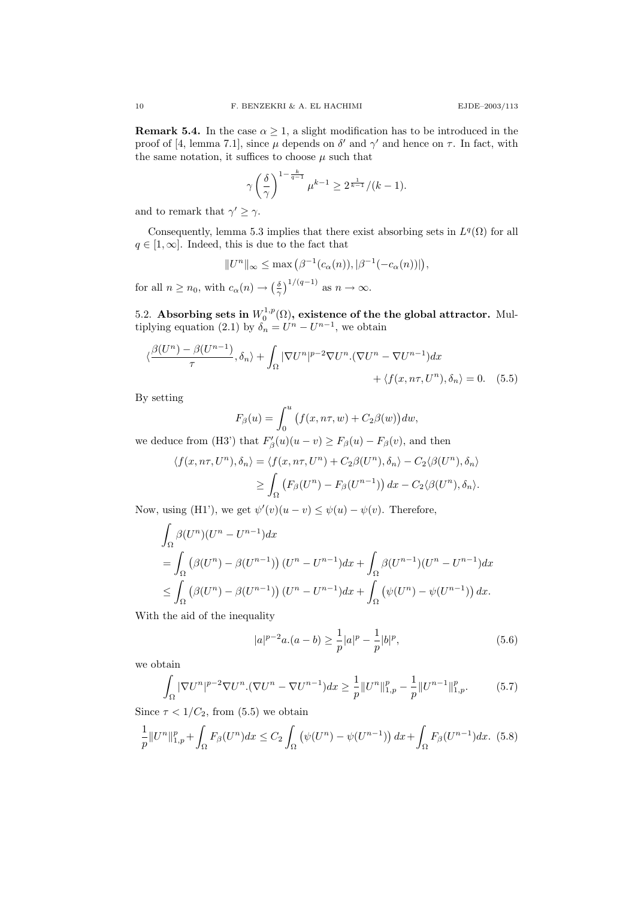**Remark 5.4.** In the case $\alpha \geq 1$, a slight modification has to be introduced in the proof of [4, lemma 7.1], since $\mu$ depends on $\delta'$ and $\gamma'$ and hence on $\tau$. In fact, with the same notation, it suffices to choose $\mu$ such that

$$\gamma \left(\frac{\delta}{\gamma}\right)^{1-\frac{k}{q-1}} \mu^{k-1} \geq 2^{\frac{1}{k-1}}/(k-1).$$

and to remark that $\gamma' \geq \gamma$.

Consequently, lemma 5.3 implies that there exist absorbing sets in $L^q(\Omega)$ for all $q \in [1, \infty]$. Indeed, this is due to the fact that

$$\|U^n\|_\infty \leq \max\left(\beta^{-1}(c_\alpha(n)), |\beta^{-1}(-c_\alpha(n))|\right),$$

for all $n \geq n_0$, with $c_\alpha(n) \to \left(\frac{\delta}{\gamma}\right)^{1/(q-1)}$ as $n \to \infty$.

5.2. **Absorbing sets in $W_0^{1,p}(\Omega)$, existence of the the global attractor.** Multiplying equation (2.1) by $\delta_n = U^n - U^{n-1}$, we obtain

$$\langle \frac{\beta(U^n) - \beta(U^{n-1})}{\tau}, \delta_n \rangle + \int_\Omega |\nabla U^n|^{p-2} \nabla U^n . (\nabla U^n - \nabla U^{n-1}) dx + \langle f(x, n\tau, U^n), \delta_n \rangle = 0. \quad (5.5)$$

By setting

$$F_\beta(u) = \int_0^u \left(f(x, n\tau, w) + C_2 \beta(w)\right) dw,$$

we deduce from (H3') that $F'_\beta(u)(u-v) \geq F_\beta(u) - F_\beta(v)$, and then

$$\begin{aligned}
\langle f(x, n\tau, U^n), \delta_n \rangle &= \langle f(x, n\tau, U^n) + C_2 \beta(U^n), \delta_n \rangle - C_2 \langle \beta(U^n), \delta_n \rangle \\
&\geq \int_\Omega \left(F_\beta(U^n) - F_\beta(U^{n-1})\right) dx - C_2 \langle \beta(U^n), \delta_n \rangle.
\end{aligned}$$

Now, using (H1'), we get $\psi'(v)(u-v) \leq \psi(u) - \psi(v)$. Therefore,

$$\begin{aligned}
&\int_\Omega \beta(U^n)(U^n - U^{n-1}) dx \\
&= \int_\Omega \left(\beta(U^n) - \beta(U^{n-1})\right)(U^n - U^{n-1}) dx + \int_\Omega \beta(U^{n-1})(U^n - U^{n-1}) dx \\
&\leq \int_\Omega \left(\beta(U^n) - \beta(U^{n-1})\right)(U^n - U^{n-1}) dx + \int_\Omega \left(\psi(U^n) - \psi(U^{n-1})\right) dx.
\end{aligned}$$

With the aid of the inequality

$$|a|^{p-2} a . (a-b) \geq \frac{1}{p}|a|^p - \frac{1}{p}|b|^p, \quad (5.6)$$

we obtain

$$\int_\Omega |\nabla U^n|^{p-2} \nabla U^n . (\nabla U^n - \nabla U^{n-1}) dx \geq \frac{1}{p}\|U^n\|_{1,p}^p - \frac{1}{p}\|U^{n-1}\|_{1,p}^p. \quad (5.7)$$

Since $\tau < 1/C_2$, from (5.5) we obtain

$$\frac{1}{p}\|U^n\|_{1,p}^p + \int_\Omega F_\beta(U^n) dx \leq C_2 \int_\Omega \left(\psi(U^n) - \psi(U^{n-1})\right) dx + \int_\Omega F_\beta(U^{n-1}) dx. \quad (5.8)$$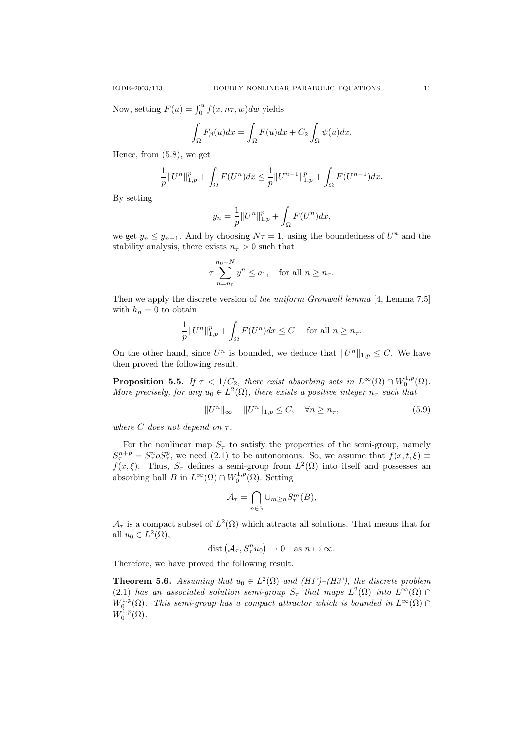Now, setting $F(u) = \int_0^u f(x, n\tau, w)dw$ yields

$$\int_\Omega F_\beta(u)dx = \int_\Omega F(u)dx + C_2 \int_\Omega \psi(u)dx.$$

Hence, from (5.8), we get

$$\frac{1}{p}\|U^n\|_{1,p}^p + \int_\Omega F(U^n)dx \le \frac{1}{p}\|U^{n-1}\|_{1,p}^p + \int_\Omega F(U^{n-1})dx.$$

By setting

$$y_n = \frac{1}{p}\|U^n\|_{1,p}^p + \int_\Omega F(U^n)dx,$$

we get $y_n \le y_{n-1}$. And by choosing $N\tau = 1$, using the boundedness of $U^n$ and the stability analysis, there exists $n_\tau > 0$ such that

$$\tau \sum_{n=n_0}^{n_0+N} y^n \le a_1, \quad \text{for all } n \ge n_\tau.$$

Then we apply the discrete version of *the uniform Gronwall lemma* [4, Lemma 7.5] with $h_n = 0$ to obtain

$$\frac{1}{p}\|U^n\|_{1,p}^p + \int_\Omega F(U^n)dx \le C \quad \text{for all } n \ge n_\tau.$$

On the other hand, since $U^n$ is bounded, we deduce that $\|U^n\|_{1,p} \le C$. We have then proved the following result.

**Proposition 5.5.** *If $\tau < 1/C_2$, there exist absorbing sets in $L^\infty(\Omega) \cap W_0^{1,p}(\Omega)$. More precisely, for any $u_0 \in L^2(\Omega)$, there exists a positive integer $n_\tau$ such that*

$$\|U^n\|_\infty + \|U^n\|_{1,p} \le C, \quad \forall n \ge n_\tau, \tag{5.9}$$

*where $C$ does not depend on $\tau$.*

For the nonlinear map $S_\tau$ to satisfy the properties of the semi-group, namely $S_\tau^{n+p} = S_\tau^n o S_\tau^p$, we need (2.1) to be autonomous. So, we assume that $f(x,t,\xi) \equiv f(x,\xi)$. Thus, $S_\tau$ defines a semi-group from $L^2(\Omega)$ into itself and possesses an absorbing ball $B$ in $L^\infty(\Omega) \cap W_0^{1,p}(\Omega)$. Setting

$$\mathcal{A}_\tau = \bigcap_{n \in \mathbb{N}} \overline{\cup_{m \ge n} S_\tau^m(B)},$$

$\mathcal{A}_\tau$ is a compact subset of $L^2(\Omega)$ which attracts all solutions. That means that for all $u_0 \in L^2(\Omega)$,

$$\operatorname{dist}\left(\mathcal{A}_\tau, S_\tau^n u_0\right) \mapsto 0 \quad \text{as } n \mapsto \infty.$$

Therefore, we have proved the following result.

**Theorem 5.6.** *Assuming that $u_0 \in L^2(\Omega)$ and (H1')–(H3'), the discrete problem (2.1) has an associated solution semi-group $S_\tau$ that maps $L^2(\Omega)$ into $L^\infty(\Omega) \cap W_0^{1,p}(\Omega)$. This semi-group has a compact attractor which is bounded in $L^\infty(\Omega) \cap W_0^{1,p}(\Omega)$.*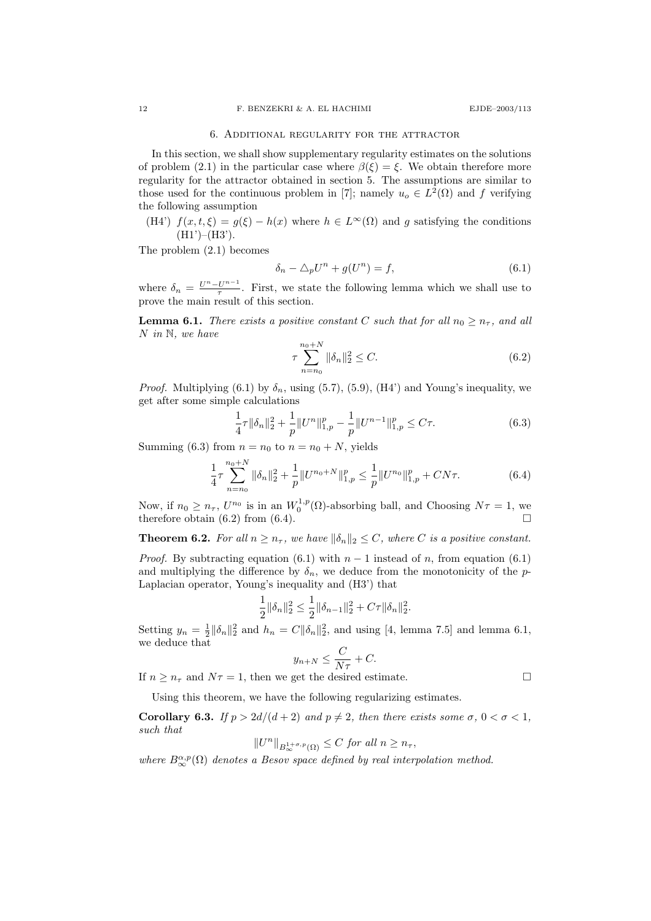## 6. Additional regularity for the attractor

In this section, we shall show supplementary regularity estimates on the solutions of problem (2.1) in the particular case where $\beta(\xi) = \xi$. We obtain therefore more regularity for the attractor obtained in section 5. The assumptions are similar to those used for the continuous problem in [7]; namely $u_o \in L^2(\Omega)$ and $f$ verifying the following assumption

- (H4') $f(x, t, \xi) = g(\xi) - h(x)$ where $h \in L^\infty(\Omega)$ and $g$ satisfying the conditions (H1')–(H3').

The problem (2.1) becomes

$$\delta_n - \triangle_p U^n + g(U^n) = f, \tag{6.1}$$

where $\delta_n = \frac{U^n - U^{n-1}}{\tau}$. First, we state the following lemma which we shall use to prove the main result of this section.

**Lemma 6.1.** *There exists a positive constant $C$ such that for all $n_0 \geq n_\tau$, and all $N$ in $\mathbb{N}$, we have*

$$\tau \sum_{n=n_0}^{n_0+N} \|\delta_n\|_2^2 \leq C. \tag{6.2}$$

*Proof.* Multiplying (6.1) by $\delta_n$, using (5.7), (5.9), (H4') and Young's inequality, we get after some simple calculations

$$\frac{1}{4}\tau\|\delta_n\|_2^2 + \frac{1}{p}\|U^n\|_{1,p}^p - \frac{1}{p}\|U^{n-1}\|_{1,p}^p \leq C\tau. \tag{6.3}$$

Summing (6.3) from $n = n_0$ to $n = n_0 + N$, yields

$$\frac{1}{4}\tau \sum_{n=n_0}^{n_0+N} \|\delta_n\|_2^2 + \frac{1}{p}\|U^{n_0+N}\|_{1,p}^p \leq \frac{1}{p}\|U^{n_0}\|_{1,p}^p + CN\tau. \tag{6.4}$$

Now, if $n_0 \geq n_\tau$, $U^{n_0}$ is in an $W_0^{1,p}(\Omega)$-absorbing ball, and Choosing $N\tau = 1$, we therefore obtain (6.2) from (6.4). $\square$

**Theorem 6.2.** *For all $n \geq n_\tau$, we have $\|\delta_n\|_2 \leq C$, where $C$ is a positive constant.*

*Proof.* By subtracting equation (6.1) with $n-1$ instead of $n$, from equation (6.1) and multiplying the difference by $\delta_n$, we deduce from the monotonicity of the $p$-Laplacian operator, Young's inequality and (H3') that

$$\frac{1}{2}\|\delta_n\|_2^2 \leq \frac{1}{2}\|\delta_{n-1}\|_2^2 + C\tau\|\delta_n\|_2^2.$$

Setting $y_n = \frac{1}{2}\|\delta_n\|_2^2$ and $h_n = C\|\delta_n\|_2^2$, and using [4, lemma 7.5] and lemma 6.1, we deduce that

$$y_{n+N} \leq \frac{C}{N\tau} + C.$$

If $n \geq n_\tau$ and $N\tau = 1$, then we get the desired estimate. $\square$

Using this theorem, we have the following regularizing estimates.

**Corollary 6.3.** *If $p > 2d/(d+2)$ and $p \neq 2$, then there exists some $\sigma$, $0 < \sigma < 1$, such that*

$$\|U^n\|_{B_\infty^{1+\sigma,p}(\Omega)} \leq C \text{ for all } n \geq n_\tau,$$

*where $B_\infty^{\alpha,p}(\Omega)$ denotes a Besov space defined by real interpolation method.*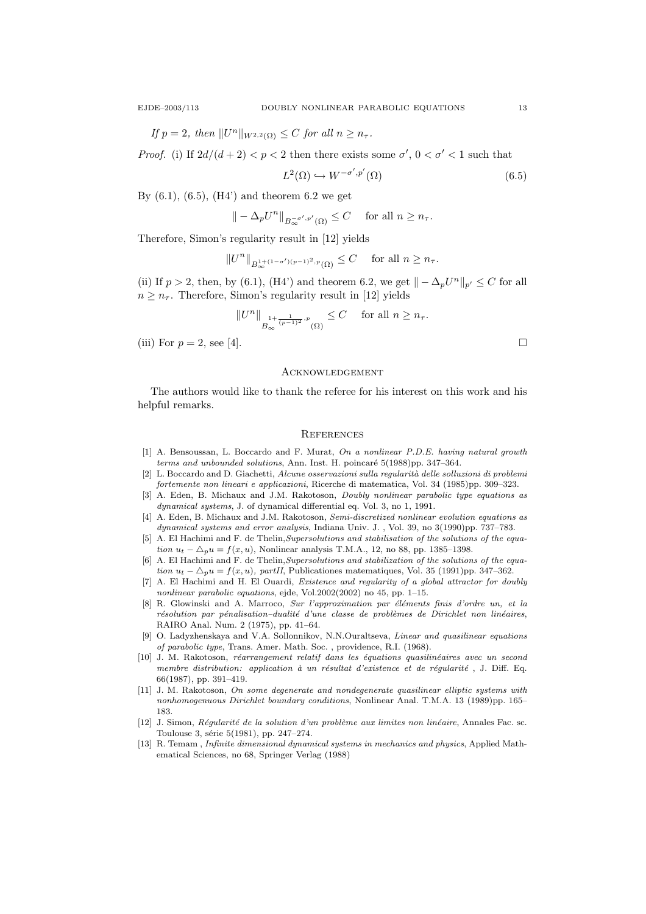*If $p = 2$, then $\|U^n\|_{W^{2,2}(\Omega)} \leq C$ for all $n \geq n_\tau$.*

*Proof.* (i) If $2d/(d+2) < p < 2$ then there exists some $\sigma'$, $0 < \sigma' < 1$ such that

$$L^2(\Omega) \hookrightarrow W^{-\sigma',p'}(\Omega) \tag{6.5}$$

By (6.1), (6.5), (H4') and theorem 6.2 we get

$$\| - \Delta_p U^n\|_{B_\infty^{-\sigma',p'}(\Omega)} \leq C \quad \text{for all } n \geq n_\tau.$$

Therefore, Simon's regularity result in [12] yields

$$\|U^n\|_{B_\infty^{1+(1-\sigma')(p-1)^2,p}(\Omega)} \leq C \quad \text{for all } n \geq n_\tau.$$

(ii) If $p > 2$, then, by (6.1), (H4') and theorem 6.2, we get $\| - \Delta_p U^n\|_{p'} \leq C$ for all $n \geq n_\tau$. Therefore, Simon's regularity result in [12] yields

$$\|U^n\|_{B_\infty^{1+\frac{1}{(p-1)^2},p}(\Omega)} \leq C \quad \text{for all } n \geq n_\tau.$$

(iii) For $p = 2$, see [4]. □

## Acknowledgement

The authors would like to thank the referee for his interest on this work and his helpful remarks.

## References

[1] A. Bensoussan, L. Boccardo and F. Murat, *On a nonlinear P.D.E. having natural growth terms and unbounded solutions*, Ann. Inst. H. poincaré 5(1988)pp. 347–364.

[2] L. Boccardo and D. Giachetti, *Alcune osservazioni sulla regularità delle solluzioni di problemi fortemente non lineari e applicazioni*, Ricerche di matematica, Vol. 34 (1985)pp. 309–323.

[3] A. Eden, B. Michaux and J.M. Rakotoson, *Doubly nonlinear parabolic type equations as dynamical systems*, J. of dynamical differential eq. Vol. 3, no 1, 1991.

[4] A. Eden, B. Michaux and J.M. Rakotoson, *Semi-discretized nonlinear evolution equations as dynamical systems and error analysis*, Indiana Univ. J. , Vol. 39, no 3(1990)pp. 737–783.

[5] A. El Hachimi and F. de Thelin, *Supersolutions and stabilisation of the solutions of the equation $u_t - \triangle_p u = f(x,u)$*, Nonlinear analysis T.M.A., 12, no 88, pp. 1385–1398.

[6] A. El Hachimi and F. de Thelin, *Supersolutions and stabilization of the solutions of the equation $u_t - \triangle_p u = f(x,u)$, partII*, Publicationes matematiques, Vol. 35 (1991)pp. 347–362.

[7] A. El Hachimi and H. El Ouardi, *Existence and regularity of a global attractor for doubly nonlinear parabolic equations*, ejde, Vol.2002(2002) no 45, pp. 1–15.

[8] R. Glowinski and A. Marroco, *Sur l'approximation par éléments finis d'ordre un, et la résolution par pénalisation–dualité d'une classe de problèmes de Dirichlet non linéaires*, RAIRO Anal. Num. 2 (1975), pp. 41–64.

[9] O. Ladyzhenskaya and V.A. Sollonnikov, N.N.Ouraltseva, *Linear and quasilinear equations of parabolic type*, Trans. Amer. Math. Soc. , providence, R.I. (1968).

[10] J. M. Rakotoson, *réarrangement relatif dans les équations quasilinéaires avec un second membre distribution: application à un résultat d'existence et de régularité* , J. Diff. Eq. 66(1987), pp. 391–419.

[11] J. M. Rakotoson, *On some degenerate and nondegenerate quasilinear elliptic systems with nonhomogenuous Dirichlet boundary conditions*, Nonlinear Anal. T.M.A. 13 (1989)pp. 165–183.

[12] J. Simon, *Régularité de la solution d'un problème aux limites non linéaire*, Annales Fac. sc. Toulouse 3, série 5(1981), pp. 247–274.

[13] R. Temam , *Infinite dimensional dynamical systems in mechanics and physics*, Applied Mathematical Sciences, no 68, Springer Verlag (1988)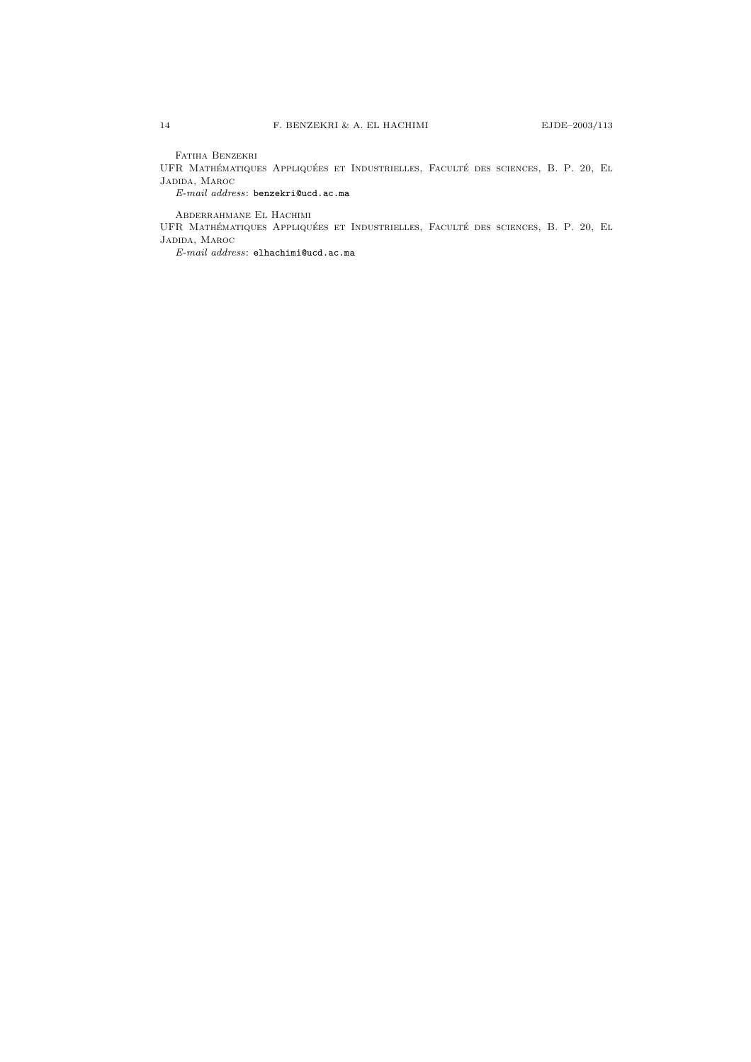Fatiha Benzekri

UFR Mathématiques Appliquées et Industrielles, Faculté des sciences, B. P. 20, El Jadida, Maroc

*E-mail address*: benzekri@ucd.ac.ma

Abderrahmane El Hachimi

UFR Mathématiques Appliquées et Industrielles, Faculté des sciences, B. P. 20, El Jadida, Maroc

*E-mail address*: elhachimi@ucd.ac.ma